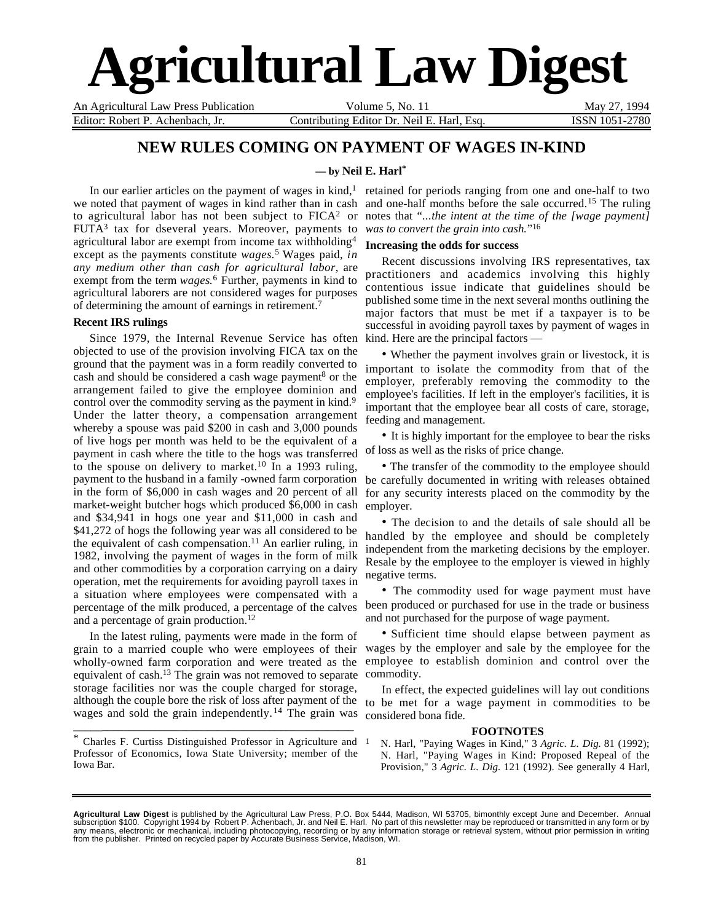# Agricultural Law Digest

An Agricultural Law Press Publication | Volume 5, No. 11 | May 27, 1994

Editor: Robert P. Achenbach, Jr. | Contributing Editor Dr. Neil E. Harl, Esq. | ISSN 1051-2780

## NEW RULES COMING ON PAYMENT OF WAGES IN-KIND

**— by Neil E. Harl***

In our earlier articles on the payment of wages in kind,[1] we noted that payment of wages in kind rather than in cash to agricultural labor has not been subject to FICA[2] or FUTA[3] tax for dseveral years. Moreover, payments to agricultural labor are exempt from income tax withholding[4] except as the payments constitute *wages*.[5] Wages paid, *in any medium other than cash for agricultural labor*, are exempt from the term *wages.*[6] Further, payments in kind to agricultural laborers are not considered wages for purposes of determining the amount of earnings in retirement.[7]

### Recent IRS rulings

Since 1979, the Internal Revenue Service has often objected to use of the provision involving FICA tax on the ground that the payment was in a form readily converted to cash and should be considered a cash wage payment[8] or the arrangement failed to give the employee dominion and control over the commodity serving as the payment in kind.[9] Under the latter theory, a compensation arrangement whereby a spouse was paid $200 in cash and 3,000 pounds of live hogs per month was held to be the equivalent of a payment in cash where the title to the hogs was transferred to the spouse on delivery to market.[10] In a 1993 ruling, payment to the husband in a family -owned farm corporation in the form of $6,000 in cash wages and 20 percent of all market-weight butcher hogs which produced $6,000 in cash and $34,941 in hogs one year and $11,000 in cash and $41,272 of hogs the following year was all considered to be the equivalent of cash compensation.[11] An earlier ruling, in 1982, involving the payment of wages in the form of milk and other commodities by a corporation carrying on a dairy operation, met the requirements for avoiding payroll taxes in a situation where employees were compensated with a percentage of the milk produced, a percentage of the calves and a percentage of grain production.[12]

In the latest ruling, payments were made in the form of grain to a married couple who were employees of their wholly-owned farm corporation and were treated as the equivalent of cash.[13] The grain was not removed to separate storage facilities nor was the couple charged for storage, although the couple bore the risk of loss after payment of the wages and sold the grain independently.[14] The grain was retained for periods ranging from one and one-half to two and one-half months before the sale occurred.[15] The ruling notes that "*...the intent at the time of the [wage payment] was to convert the grain into cash.*"[16]

### Increasing the odds for success

Recent discussions involving IRS representatives, tax practitioners and academics involving this highly contentious issue indicate that guidelines should be published some time in the next several months outlining the major factors that must be met if a taxpayer is to be successful in avoiding payroll taxes by payment of wages in kind. Here are the principal factors —

- Whether the payment involves grain or livestock, it is important to isolate the commodity from that of the employer, preferably removing the commodity to the employee's facilities. If left in the employer's facilities, it is important that the employee bear all costs of care, storage, feeding and management.
- It is highly important for the employee to bear the risks of loss as well as the risks of price change.
- The transfer of the commodity to the employee should be carefully documented in writing with releases obtained for any security interests placed on the commodity by the employer.
- The decision to and the details of sale should all be handled by the employee and should be completely independent from the marketing decisions by the employer. Resale by the employee to the employer is viewed in highly negative terms.
- The commodity used for wage payment must have been produced or purchased for use in the trade or business and not purchased for the purpose of wage payment.
- Sufficient time should elapse between payment as wages by the employer and sale by the employee for the employee to establish dominion and control over the commodity.

In effect, the expected guidelines will lay out conditions to be met for a wage payment in commodities to be considered bona fide.

---

\* Charles F. Curtiss Distinguished Professor in Agriculture and Professor of Economics, Iowa State University; member of the Iowa Bar.

### FOOTNOTES

[1] N. Harl, "Paying Wages in Kind," 3 *Agric. L. Dig.* 81 (1992); N. Harl, "Paying Wages in Kind: Proposed Repeal of the Provision," 3 *Agric. L. Dig.* 121 (1992). See generally 4 Harl,

---

**Agricultural Law Digest** is published by the Agricultural Law Press, P.O. Box 5444, Madison, WI 53705, bimonthly except June and December. Annual subscription $100. Copyright 1994 by Robert P. Achenbach, Jr. and Neil E. Harl. No part of this newsletter may be reproduced or transmitted in any form or by any means, electronic or mechanical, including photocopying, recording or by any information storage or retrieval system, without prior permission in writing from the publisher. Printed on recycled paper by Accurate Business Service, Madison, WI.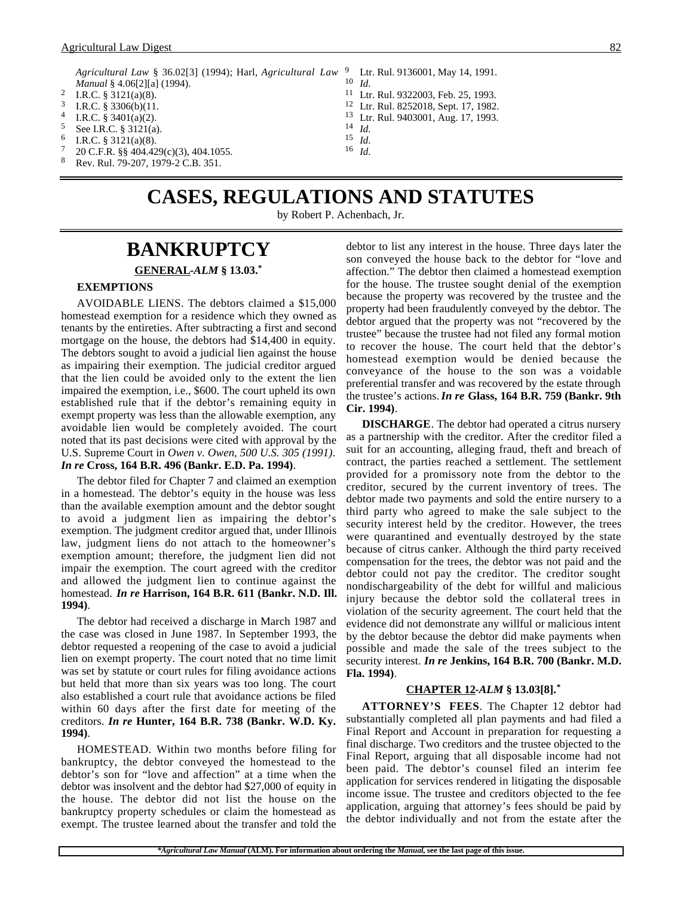*Agricultural Law* § 36.02[3] (1994); Harl, *Agricultural Law Manual* § 4.06[2][a] (1994).

2 I.R.C. § 3121(a)(8).

3 I.R.C. § 3306(b)(11.

4 I.R.C. § 3401(a)(2).

5 See I.R.C. § 3121(a).

6 I.R.C. § 3121(a)(8).

7 20 C.F.R. §§ 404.429(c)(3), 404.1055.

8 Rev. Rul. 79-207, 1979-2 C.B. 351.

9 Ltr. Rul. 9136001, May 14, 1991.

10 *Id.*

11 Ltr. Rul. 9322003, Feb. 25, 1993.

12 Ltr. Rul. 8252018, Sept. 17, 1982.

13 Ltr. Rul. 9403001, Aug. 17, 1993.

14 *Id.*

15 *Id.*

16 *Id.*

# CASES, REGULATIONS AND STATUTES

by Robert P. Achenbach, Jr.

## BANKRUPTCY

### GENERAL -ALM § 13.03.*

#### EXEMPTIONS

AVOIDABLE LIENS. The debtors claimed a $15,000 homestead exemption for a residence which they owned as tenants by the entireties. After subtracting a first and second mortgage on the house, the debtors had $14,400 in equity. The debtors sought to avoid a judicial lien against the house as impairing their exemption. The judicial creditor argued that the lien could be avoided only to the extent the lien impaired the exemption, i.e., $600. The court upheld its own established rule that if the debtor's remaining equity in exempt property was less than the allowable exemption, any avoidable lien would be completely avoided. The court noted that its past decisions were cited with approval by the U.S. Supreme Court in *Owen v. Owen, 500 U.S. 305 (1991)*. ***In re*** **Cross, 164 B.R. 496 (Bankr. E.D. Pa. 1994)**.

The debtor filed for Chapter 7 and claimed an exemption in a homestead. The debtor's equity in the house was less than the available exemption amount and the debtor sought to avoid a judgment lien as impairing the debtor's exemption. The judgment creditor argued that, under Illinois law, judgment liens do not attach to the homeowner's exemption amount; therefore, the judgment lien did not impair the exemption. The court agreed with the creditor and allowed the judgment lien to continue against the homestead. ***In re*** **Harrison, 164 B.R. 611 (Bankr. N.D. Ill. 1994)**.

The debtor had received a discharge in March 1987 and the case was closed in June 1987. In September 1993, the debtor requested a reopening of the case to avoid a judicial lien on exempt property. The court noted that no time limit was set by statute or court rules for filing avoidance actions but held that more than six years was too long. The court also established a court rule that avoidance actions be filed within 60 days after the first date for meeting of the creditors. ***In re*** **Hunter, 164 B.R. 738 (Bankr. W.D. Ky. 1994)**.

HOMESTEAD. Within two months before filing for bankruptcy, the debtor conveyed the homestead to the debtor's son for "love and affection" at a time when the debtor was insolvent and the debtor had $27,000 of equity in the house. The debtor did not list the house on the bankruptcy property schedules or claim the homestead as exempt. The trustee learned about the transfer and told the debtor to list any interest in the house. Three days later the son conveyed the house back to the debtor for "love and affection." The debtor then claimed a homestead exemption for the house. The trustee sought denial of the exemption because the property was recovered by the trustee and the property had been fraudulently conveyed by the debtor. The debtor argued that the property was not "recovered by the trustee" because the trustee had not filed any formal motion to recover the house. The court held that the debtor's homestead exemption would be denied because the conveyance of the house to the son was a voidable preferential transfer and was recovered by the estate through the trustee's actions. ***In re*** **Glass, 164 B.R. 759 (Bankr. 9th Cir. 1994)**.

**DISCHARGE**. The debtor had operated a citrus nursery as a partnership with the creditor. After the creditor filed a suit for an accounting, alleging fraud, theft and breach of contract, the parties reached a settlement. The settlement provided for a promissory note from the debtor to the creditor, secured by the current inventory of trees. The debtor made two payments and sold the entire nursery to a third party who agreed to make the sale subject to the security interest held by the creditor. However, the trees were quarantined and eventually destroyed by the state because of citrus canker. Although the third party received compensation for the trees, the debtor was not paid and the debtor could not pay the creditor. The creditor sought nondischargeability of the debt for willful and malicious injury because the debtor sold the collateral trees in violation of the security agreement. The court held that the evidence did not demonstrate any willful or malicious intent by the debtor because the debtor did make payments when possible and made the sale of the trees subject to the security interest. ***In re*** **Jenkins, 164 B.R. 700 (Bankr. M.D. Fla. 1994)**.

### CHAPTER 12 -ALM § 13.03[8].*

**ATTORNEY'S FEES**. The Chapter 12 debtor had substantially completed all plan payments and had filed a Final Report and Account in preparation for requesting a final discharge. Two creditors and the trustee objected to the Final Report, arguing that all disposable income had not been paid. The debtor's counsel filed an interim fee application for services rendered in litigating the disposable income issue. The trustee and creditors objected to the fee application, arguing that attorney's fees should be paid by the debtor individually and not from the estate after the

**\*Agricultural Law Manual (ALM). For information about ordering the *Manual*, see the last page of this issue.**